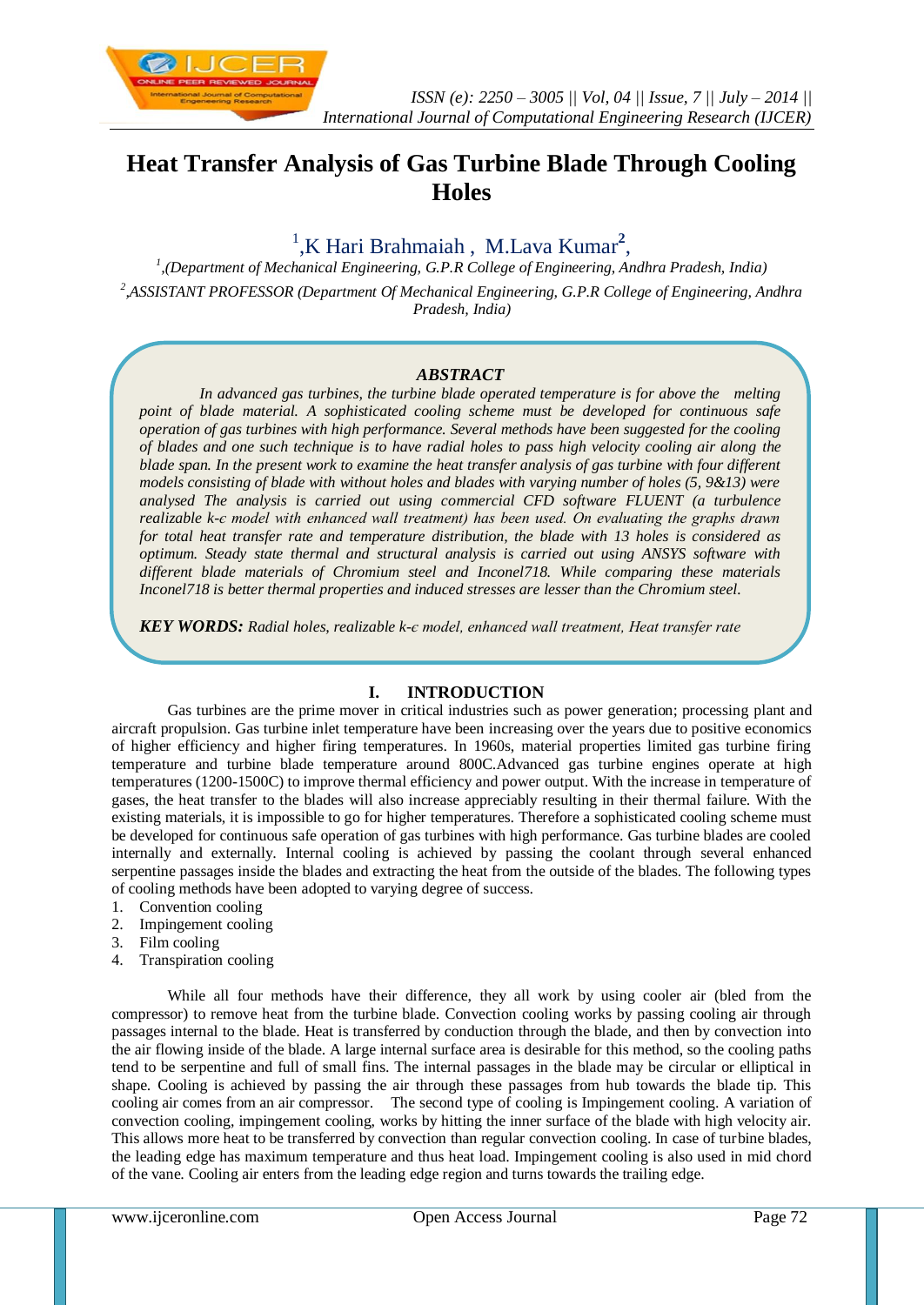# Heat Transfer Analysis of Gas Turbine Blade Through Cooling Holes

[1],K Hari Brahmaiah , M.Lava Kumar[2],

[1],(Department of Mechanical Engineering, G.P.R College of Engineering, Andhra Pradesh, India)

[2],ASSISTANT PROFESSOR (Department Of Mechanical Engineering, G.P.R College of Engineering, Andhra Pradesh, India)

## ABSTRACT

*In advanced gas turbines, the turbine blade operated temperature is for above the melting point of blade material. A sophisticated cooling scheme must be developed for continuous safe operation of gas turbines with high performance. Several methods have been suggested for the cooling of blades and one such technique is to have radial holes to pass high velocity cooling air along the blade span. In the present work to examine the heat transfer analysis of gas turbine with four different models consisting of blade with without holes and blades with varying number of holes (5, 9&13) were analysed The analysis is carried out using commercial CFD software FLUENT (a turbulence realizable k-є model with enhanced wall treatment) has been used. On evaluating the graphs drawn for total heat transfer rate and temperature distribution, the blade with 13 holes is considered as optimum. Steady state thermal and structural analysis is carried out using ANSYS software with different blade materials of Chromium steel and Inconel718. While comparing these materials Inconel718 is better thermal properties and induced stresses are lesser than the Chromium steel.*

***KEY WORDS:*** *Radial holes, realizable k-є model, enhanced wall treatment, Heat transfer rate*

## I. INTRODUCTION

Gas turbines are the prime mover in critical industries such as power generation; processing plant and aircraft propulsion. Gas turbine inlet temperature have been increasing over the years due to positive economics of higher efficiency and higher firing temperatures. In 1960s, material properties limited gas turbine firing temperature and turbine blade temperature around 800C.Advanced gas turbine engines operate at high temperatures (1200-1500C) to improve thermal efficiency and power output. With the increase in temperature of gases, the heat transfer to the blades will also increase appreciably resulting in their thermal failure. With the existing materials, it is impossible to go for higher temperatures. Therefore a sophisticated cooling scheme must be developed for continuous safe operation of gas turbines with high performance. Gas turbine blades are cooled internally and externally. Internal cooling is achieved by passing the coolant through several enhanced serpentine passages inside the blades and extracting the heat from the outside of the blades. The following types of cooling methods have been adopted to varying degree of success.

1. Convention cooling
2. Impingement cooling
3. Film cooling
4. Transpiration cooling

While all four methods have their difference, they all work by using cooler air (bled from the compressor) to remove heat from the turbine blade. Convection cooling works by passing cooling air through passages internal to the blade. Heat is transferred by conduction through the blade, and then by convection into the air flowing inside of the blade. A large internal surface area is desirable for this method, so the cooling paths tend to be serpentine and full of small fins. The internal passages in the blade may be circular or elliptical in shape. Cooling is achieved by passing the air through these passages from hub towards the blade tip. This cooling air comes from an air compressor. The second type of cooling is Impingement cooling. A variation of convection cooling, impingement cooling, works by hitting the inner surface of the blade with high velocity air. This allows more heat to be transferred by convection than regular convection cooling. In case of turbine blades, the leading edge has maximum temperature and thus heat load. Impingement cooling is also used in mid chord of the vane. Cooling air enters from the leading edge region and turns towards the trailing edge.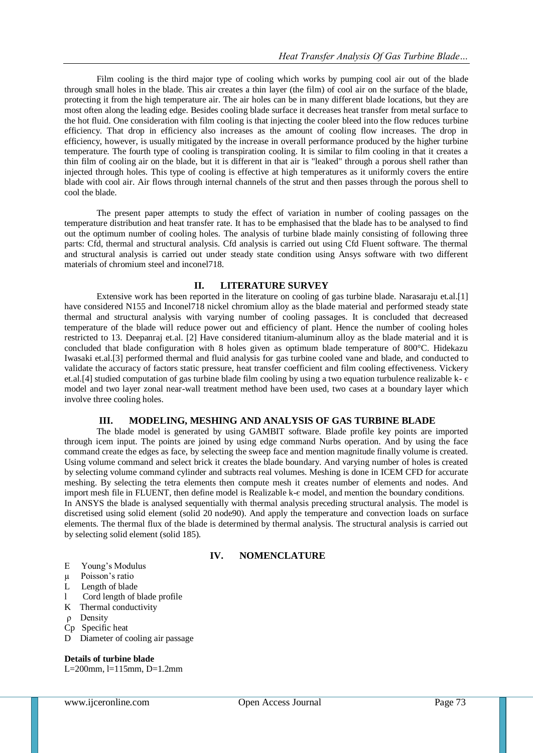Film cooling is the third major type of cooling which works by pumping cool air out of the blade through small holes in the blade. This air creates a thin layer (the film) of cool air on the surface of the blade, protecting it from the high temperature air. The air holes can be in many different blade locations, but they are most often along the leading edge. Besides cooling blade surface it decreases heat transfer from metal surface to the hot fluid. One consideration with film cooling is that injecting the cooler bleed into the flow reduces turbine efficiency. That drop in efficiency also increases as the amount of cooling flow increases. The drop in efficiency, however, is usually mitigated by the increase in overall performance produced by the higher turbine temperature. The fourth type of cooling is transpiration cooling. It is similar to film cooling in that it creates a thin film of cooling air on the blade, but it is different in that air is "leaked" through a porous shell rather than injected through holes. This type of cooling is effective at high temperatures as it uniformly covers the entire blade with cool air. Air flows through internal channels of the strut and then passes through the porous shell to cool the blade.

The present paper attempts to study the effect of variation in number of cooling passages on the temperature distribution and heat transfer rate. It has to be emphasised that the blade has to be analysed to find out the optimum number of cooling holes. The analysis of turbine blade mainly consisting of following three parts: Cfd, thermal and structural analysis. Cfd analysis is carried out using Cfd Fluent software. The thermal and structural analysis is carried out under steady state condition using Ansys software with two different materials of chromium steel and inconel718.

## II. LITERATURE SURVEY

Extensive work has been reported in the literature on cooling of gas turbine blade. Narasaraju et.al.[1] have considered N155 and Inconel718 nickel chromium alloy as the blade material and performed steady state thermal and structural analysis with varying number of cooling passages. It is concluded that decreased temperature of the blade will reduce power out and efficiency of plant. Hence the number of cooling holes restricted to 13. Deepanraj et.al. [2] Have considered titanium-aluminum alloy as the blade material and it is concluded that blade configuration with 8 holes given as optimum blade temperature of 800°C. Hidekazu Iwasaki et.al.[3] performed thermal and fluid analysis for gas turbine cooled vane and blade, and conducted to validate the accuracy of factors static pressure, heat transfer coefficient and film cooling effectiveness. Vickery et.al.[4] studied computation of gas turbine blade film cooling by using a two equation turbulence realizable k- ϵ model and two layer zonal near-wall treatment method have been used, two cases at a boundary layer which involve three cooling holes.

## III. MODELING, MESHING AND ANALYSIS OF GAS TURBINE BLADE

The blade model is generated by using GAMBIT software. Blade profile key points are imported through icem input. The points are joined by using edge command Nurbs operation. And by using the face command create the edges as face, by selecting the sweep face and mention magnitude finally volume is created. Using volume command and select brick it creates the blade boundary. And varying number of holes is created by selecting volume command cylinder and subtracts real volumes. Meshing is done in ICEM CFD for accurate meshing. By selecting the tetra elements then compute mesh it creates number of elements and nodes. And import mesh file in FLUENT, then define model is Realizable k-ϵ model, and mention the boundary conditions.

In ANSYS the blade is analysed sequentially with thermal analysis preceding structural analysis. The model is discretised using solid element (solid 20 node90). And apply the temperature and convection loads on surface elements. The thermal flux of the blade is determined by thermal analysis. The structural analysis is carried out by selecting solid element (solid 185).

## IV. NOMENCLATURE

- E Young's Modulus
- μ Poisson's ratio
- L Length of blade
- l Cord length of blade profile
- K Thermal conductivity
- ρ Density
- Cp Specific heat
- D Diameter of cooling air passage

**Details of turbine blade**

L=200mm, l=115mm, D=1.2mm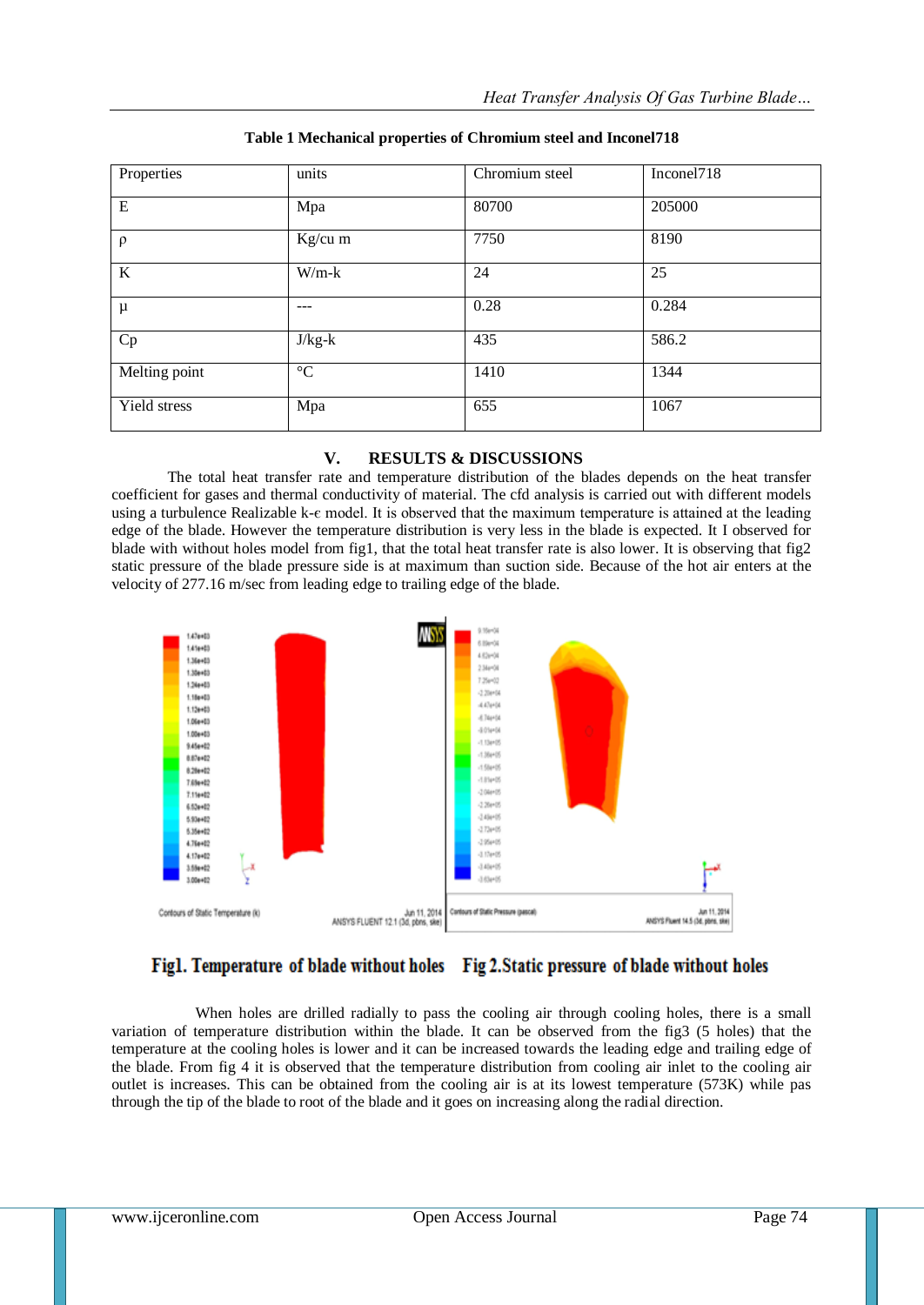**Table 1 Mechanical properties of Chromium steel and Inconel718**

| Properties | units | Chromium steel | Inconel718 |
|---|---|---|---|
| E | Mpa | 80700 | 205000 |
| ρ | Kg/cu m | 7750 | 8190 |
| K | W/m-k | 24 | 25 |
| μ | --- | 0.28 | 0.284 |
| Cp | J/kg-k | 435 | 586.2 |
| Melting point | °C | 1410 | 1344 |
| Yield stress | Mpa | 655 | 1067 |

## V. RESULTS & DISCUSSIONS

The total heat transfer rate and temperature distribution of the blades depends on the heat transfer coefficient for gases and thermal conductivity of material. The cfd analysis is carried out with different models using a turbulence Realizable k-ϵ model. It is observed that the maximum temperature is attained at the leading edge of the blade. However the temperature distribution is very less in the blade is expected. It I observed for blade with without holes model from fig1, that the total heat transfer rate is also lower. It is observing that fig2 static pressure of the blade pressure side is at maximum than suction side. Because of the hot air enters at the velocity of 277.16 m/sec from leading edge to trailing edge of the blade.

**Fig1. Temperature of blade without holes** **Fig 2.Static pressure of blade without holes**

When holes are drilled radially to pass the cooling air through cooling holes, there is a small variation of temperature distribution within the blade. It can be observed from the fig3 (5 holes) that the temperature at the cooling holes is lower and it can be increased towards the leading edge and trailing edge of the blade. From fig 4 it is observed that the temperature distribution from cooling air inlet to the cooling air outlet is increases. This can be obtained from the cooling air is at its lowest temperature (573K) while pas through the tip of the blade to root of the blade and it goes on increasing along the radial direction.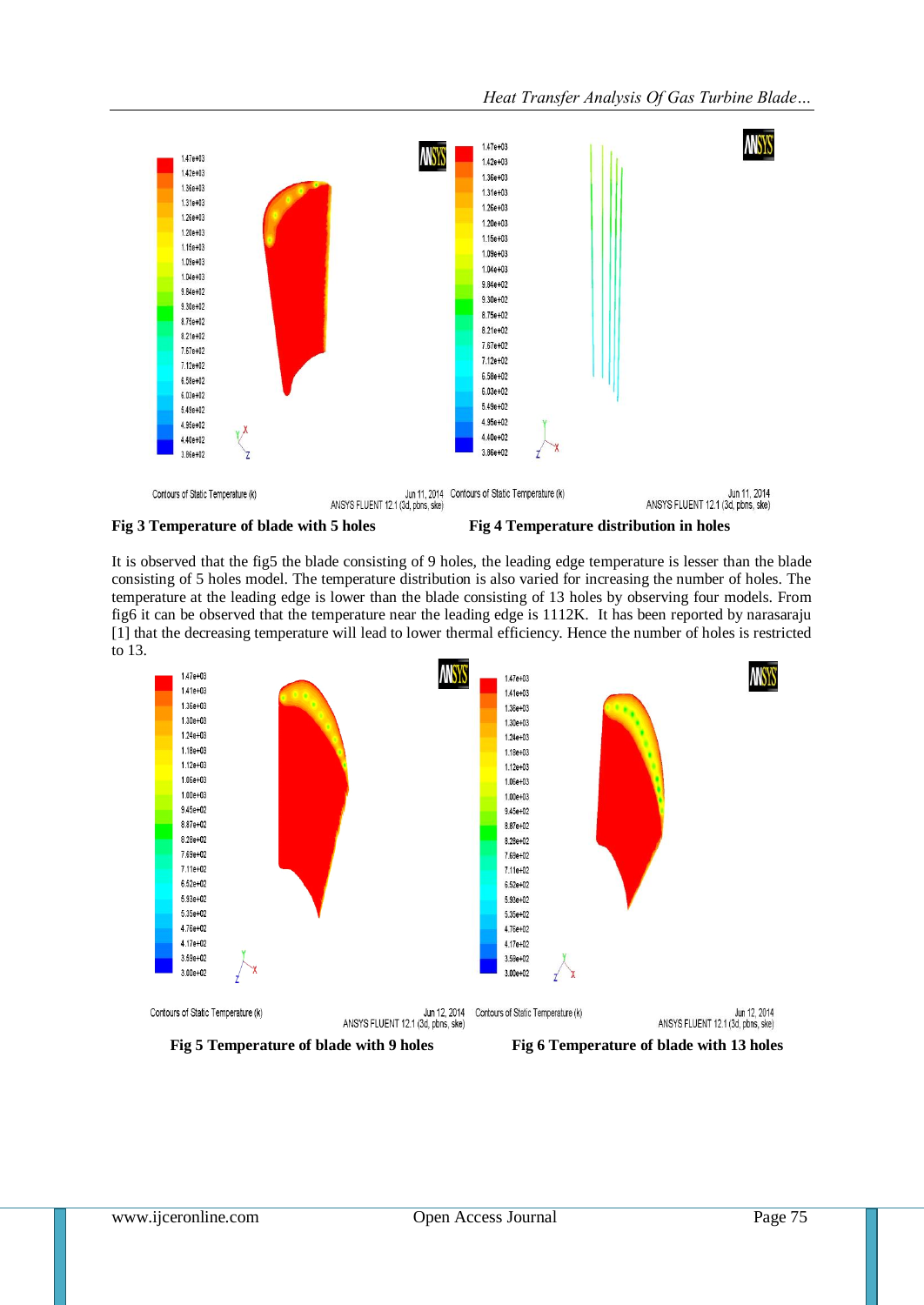**Fig 3 Temperature of blade with 5 holes**

**Fig 4 Temperature distribution in holes**

It is observed that the fig5 the blade consisting of 9 holes, the leading edge temperature is lesser than the blade consisting of 5 holes model. The temperature distribution is also varied for increasing the number of holes. The temperature at the leading edge is lower than the blade consisting of 13 holes by observing four models. From fig6 it can be observed that the temperature near the leading edge is 1112K. It has been reported by narasaraju [1] that the decreasing temperature will lead to lower thermal efficiency. Hence the number of holes is restricted to 13.

**Fig 5 Temperature of blade with 9 holes**

**Fig 6 Temperature of blade with 13 holes**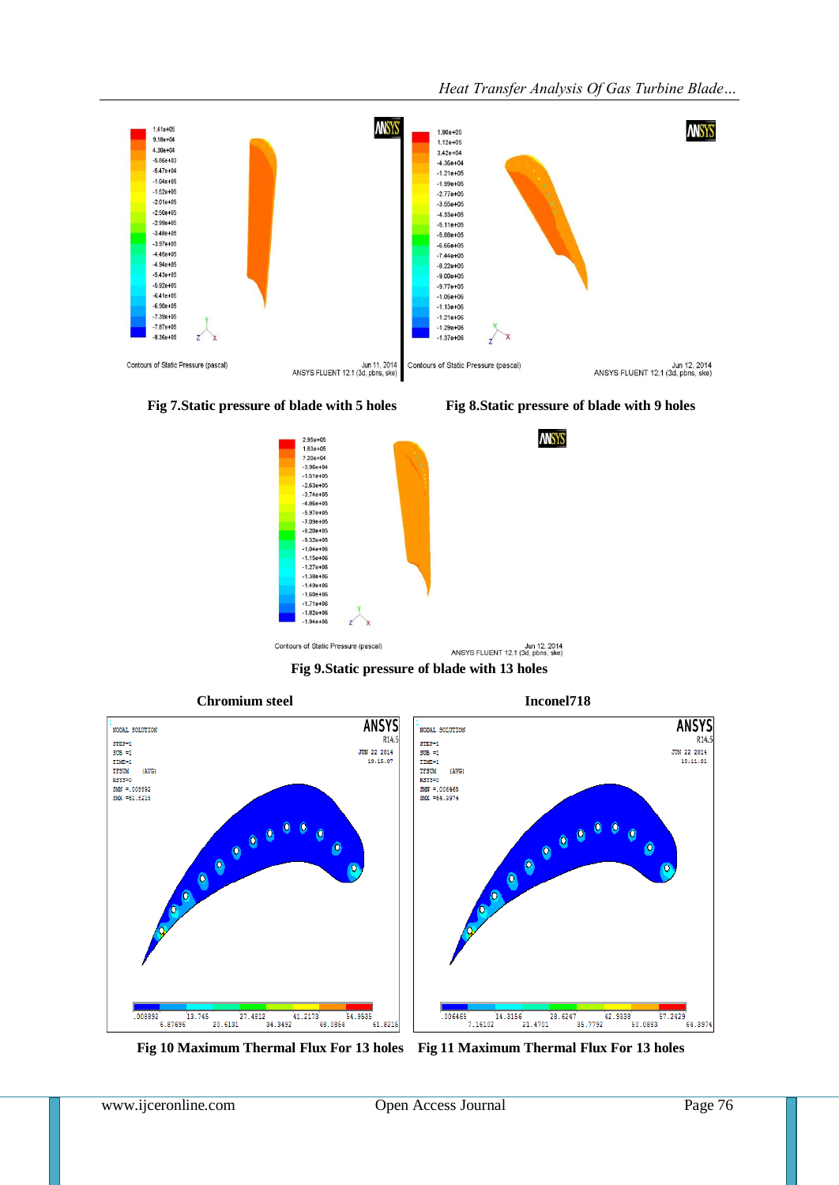Fig 7.Static pressure of blade with 5 holes

Fig 8.Static pressure of blade with 9 holes

Fig 9.Static pressure of blade with 13 holes

Chromium steel

Inconel718

Fig 10 Maximum Thermal Flux For 13 holes

Fig 11 Maximum Thermal Flux For 13 holes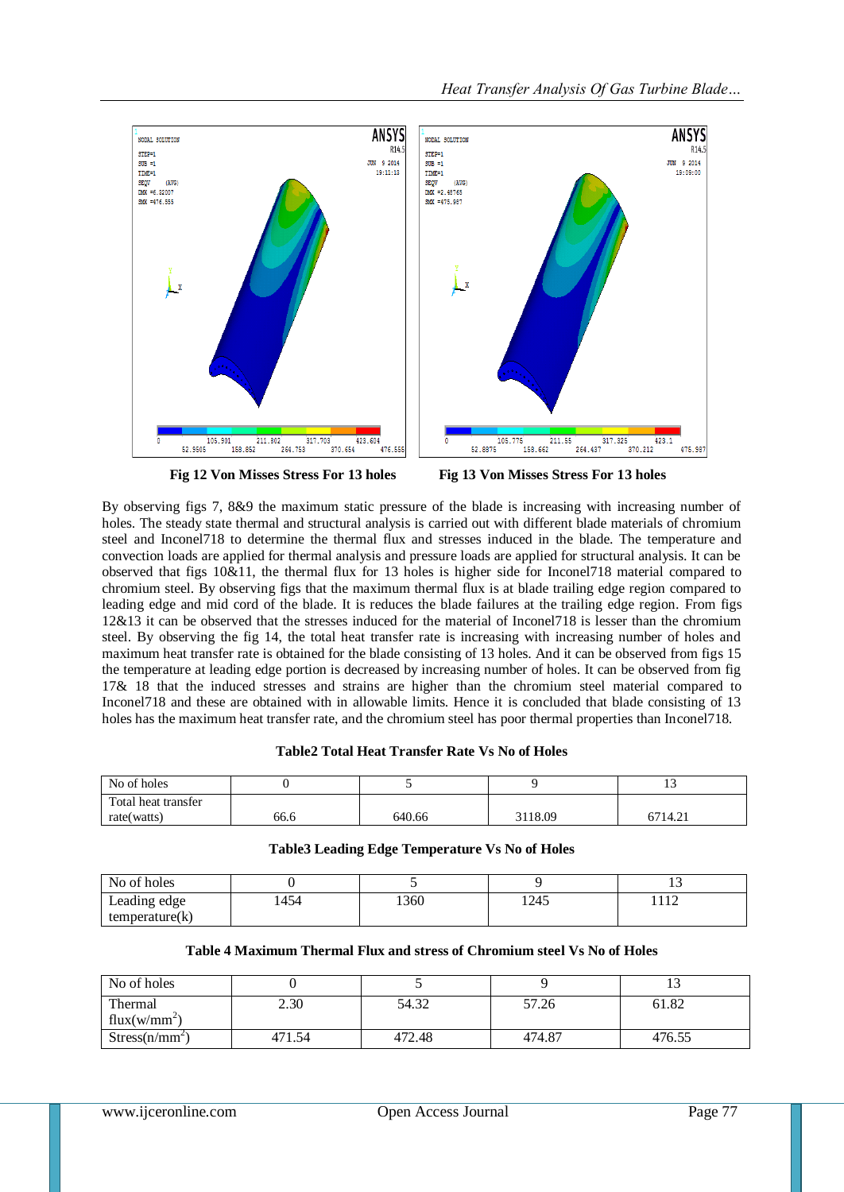**Fig 12 Von Misses Stress For 13 holes** **Fig 13 Von Misses Stress For 13 holes**

By observing figs 7, 8&9 the maximum static pressure of the blade is increasing with increasing number of holes. The steady state thermal and structural analysis is carried out with different blade materials of chromium steel and Inconel718 to determine the thermal flux and stresses induced in the blade. The temperature and convection loads are applied for thermal analysis and pressure loads are applied for structural analysis. It can be observed that figs 10&11, the thermal flux for 13 holes is higher side for Inconel718 material compared to chromium steel. By observing figs that the maximum thermal flux is at blade trailing edge region compared to leading edge and mid cord of the blade. It is reduces the blade failures at the trailing edge region. From figs 12&13 it can be observed that the stresses induced for the material of Inconel718 is lesser than the chromium steel. By observing the fig 14, the total heat transfer rate is increasing with increasing number of holes and maximum heat transfer rate is obtained for the blade consisting of 13 holes. And it can be observed from figs 15 the temperature at leading edge portion is decreased by increasing number of holes. It can be observed from fig 17& 18 that the induced stresses and strains are higher than the chromium steel material compared to Inconel718 and these are obtained with in allowable limits. Hence it is concluded that blade consisting of 13 holes has the maximum heat transfer rate, and the chromium steel has poor thermal properties than Inconel718.

**Table2 Total Heat Transfer Rate Vs No of Holes**

| No of holes | 0 | 5 | 9 | 13 |
|---|---|---|---|---|
| Total heat transfer rate(watts) | 66.6 | 640.66 | 3118.09 | 6714.21 |

**Table3 Leading Edge Temperature Vs No of Holes**

| No of holes | 0 | 5 | 9 | 13 |
|---|---|---|---|---|
| Leading edge temperature(k) | 1454 | 1360 | 1245 | 1112 |

**Table 4 Maximum Thermal Flux and stress of Chromium steel Vs No of Holes**

| No of holes | 0 | 5 | 9 | 13 |
|---|---|---|---|---|
| Thermal flux($w/mm^2$) | 2.30 | 54.32 | 57.26 | 61.82 |
| Stress($n/mm^2$) | 471.54 | 472.48 | 474.87 | 476.55 |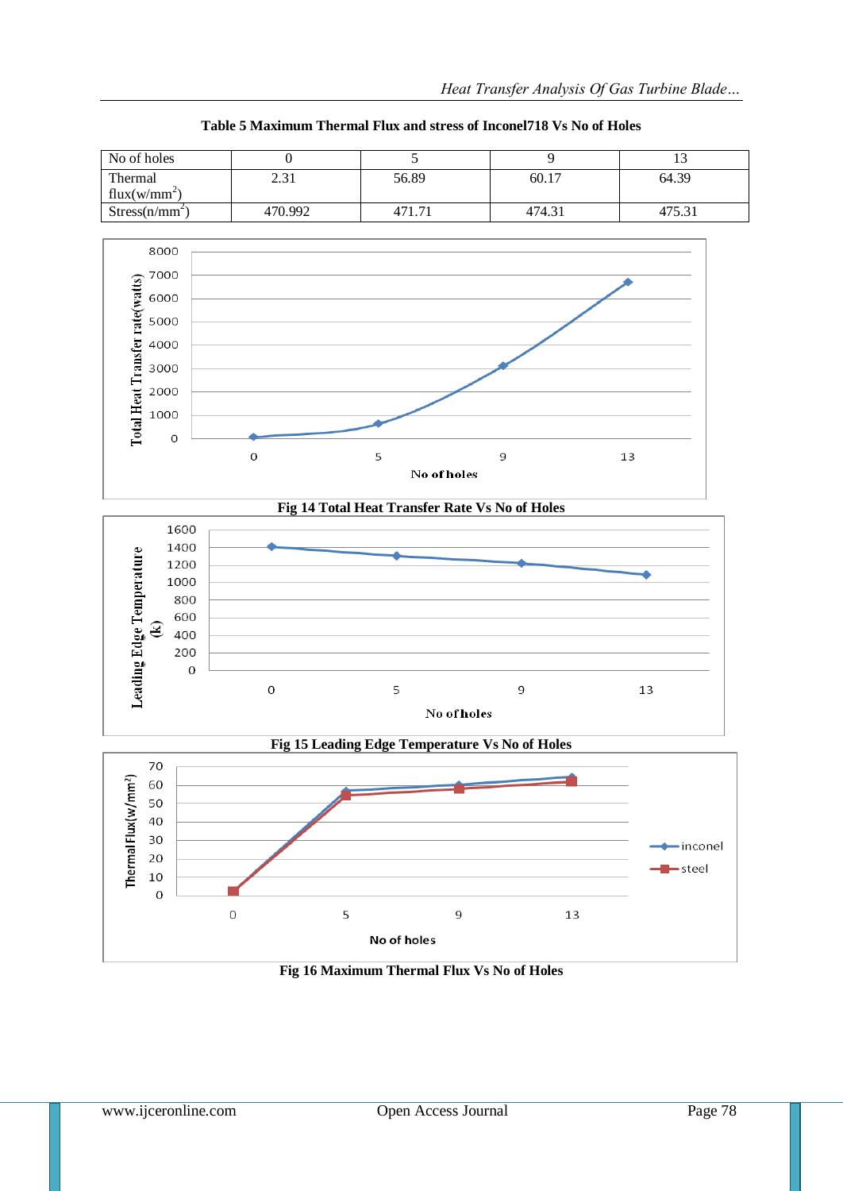**Table 5 Maximum Thermal Flux and stress of Inconel718 Vs No of Holes**

| No of holes | 0 | 5 | 9 | 13 |
|---|---|---|---|---|
| Thermal flux($w/mm^2$) | 2.31 | 56.89 | 60.17 | 64.39 |
| Stress($n/mm^2$) | 470.992 | 471.71 | 474.31 | 475.31 |

**Fig 14 Total Heat Transfer Rate Vs No of Holes**

**Fig 15 Leading Edge Temperature Vs No of Holes**

**Fig 16 Maximum Thermal Flux Vs No of Holes**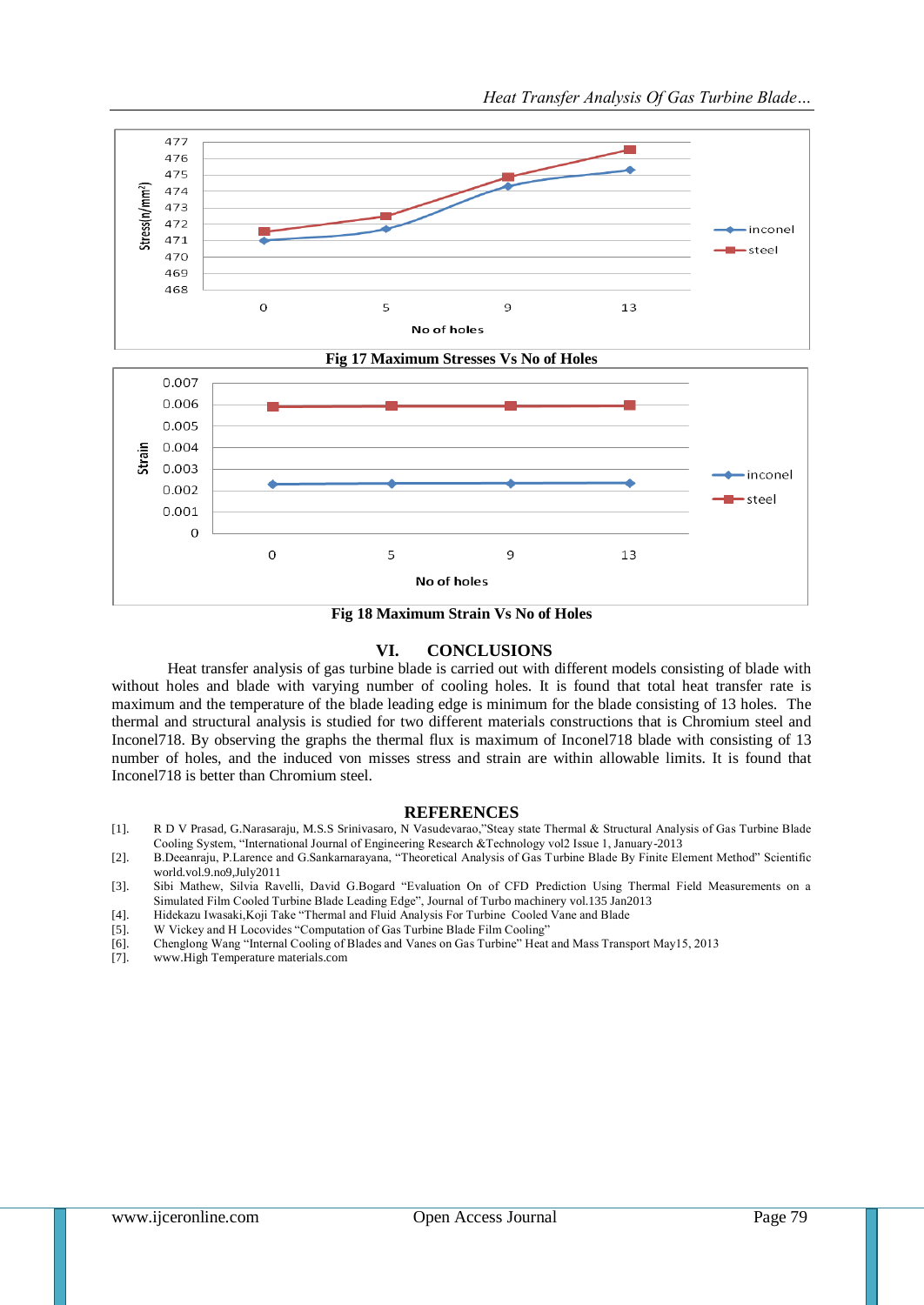477
476
475
474
473
472
471
470
469
468

Stress(n/mm$^2$)

0 5 9 13

No of holes

inconel
steel

Fig 17 Maximum Stresses Vs No of Holes

0.007
0.006
0.005
0.004
0.003
0.002
0.001
0

Strain

0 5 9 13

No of holes

inconel
steel

Fig 18 Maximum Strain Vs No of Holes

## VI. CONCLUSIONS

Heat transfer analysis of gas turbine blade is carried out with different models consisting of blade with without holes and blade with varying number of cooling holes. It is found that total heat transfer rate is maximum and the temperature of the blade leading edge is minimum for the blade consisting of 13 holes. The thermal and structural analysis is studied for two different materials constructions that is Chromium steel and Inconel718. By observing the graphs the thermal flux is maximum of Inconel718 blade with consisting of 13 number of holes, and the induced von misses stress and strain are within allowable limits. It is found that Inconel718 is better than Chromium steel.

## REFERENCES

[1]. R D V Prasad, G.Narasaraju, M.S.S Srinivasaro, N Vasudevarao,"Steay state Thermal & Structural Analysis of Gas Turbine Blade Cooling System, "International Journal of Engineering Research &Technology vol2 Issue 1, January-2013

[2]. B.Deeanraju, P.Larence and G.Sankarnarayana, "Theoretical Analysis of Gas Turbine Blade By Finite Element Method" Scientific world.vol.9.no9,July2011

[3]. Sibi Mathew, Silvia Ravelli, David G.Bogard "Evaluation On of CFD Prediction Using Thermal Field Measurements on a Simulated Film Cooled Turbine Blade Leading Edge", Journal of Turbo machinery vol.135 Jan2013

[4]. Hidekazu Iwasaki,Koji Take "Thermal and Fluid Analysis For Turbine Cooled Vane and Blade

[5]. W Vickey and H Locovides "Computation of Gas Turbine Blade Film Cooling"

[6]. Chenglong Wang "Internal Cooling of Blades and Vanes on Gas Turbine" Heat and Mass Transport May15, 2013

[7]. www.High Temperature materials.com